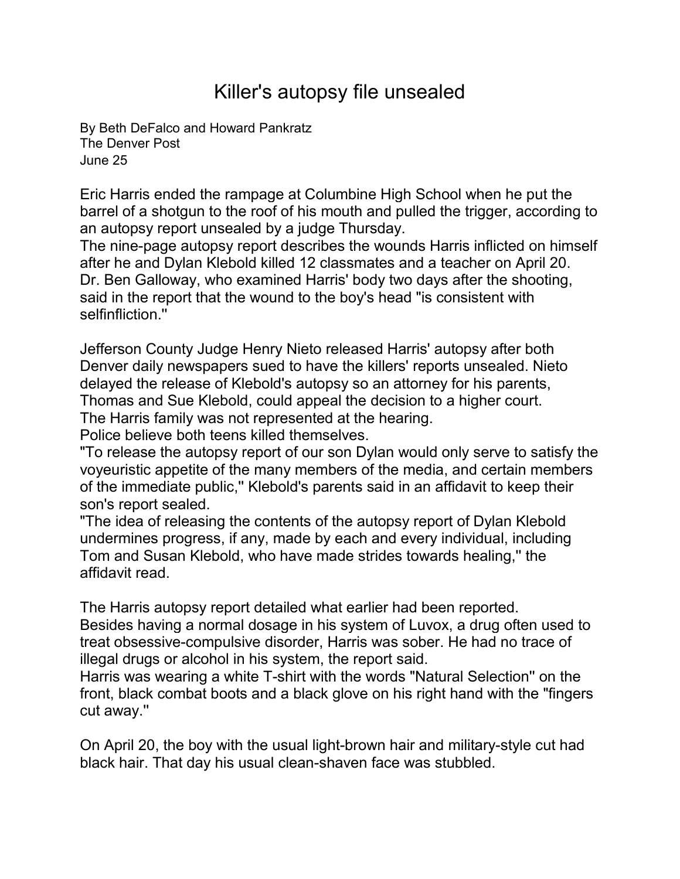# Killer's autopsy file unsealed

By Beth DeFalco and Howard Pankratz
The Denver Post
June 25

Eric Harris ended the rampage at Columbine High School when he put the barrel of a shotgun to the roof of his mouth and pulled the trigger, according to an autopsy report unsealed by a judge Thursday.
The nine-page autopsy report describes the wounds Harris inflicted on himself after he and Dylan Klebold killed 12 classmates and a teacher on April 20.
Dr. Ben Galloway, who examined Harris' body two days after the shooting, said in the report that the wound to the boy's head "is consistent with selfinfliction.''

Jefferson County Judge Henry Nieto released Harris' autopsy after both Denver daily newspapers sued to have the killers' reports unsealed. Nieto delayed the release of Klebold's autopsy so an attorney for his parents, Thomas and Sue Klebold, could appeal the decision to a higher court.
The Harris family was not represented at the hearing.
Police believe both teens killed themselves.
"To release the autopsy report of our son Dylan would only serve to satisfy the voyeuristic appetite of the many members of the media, and certain members of the immediate public,'' Klebold's parents said in an affidavit to keep their son's report sealed.
"The idea of releasing the contents of the autopsy report of Dylan Klebold undermines progress, if any, made by each and every individual, including Tom and Susan Klebold, who have made strides towards healing,'' the affidavit read.

The Harris autopsy report detailed what earlier had been reported.
Besides having a normal dosage in his system of Luvox, a drug often used to treat obsessive-compulsive disorder, Harris was sober. He had no trace of illegal drugs or alcohol in his system, the report said.
Harris was wearing a white T-shirt with the words "Natural Selection'' on the front, black combat boots and a black glove on his right hand with the "fingers cut away.''

On April 20, the boy with the usual light-brown hair and military-style cut had black hair. That day his usual clean-shaven face was stubbled.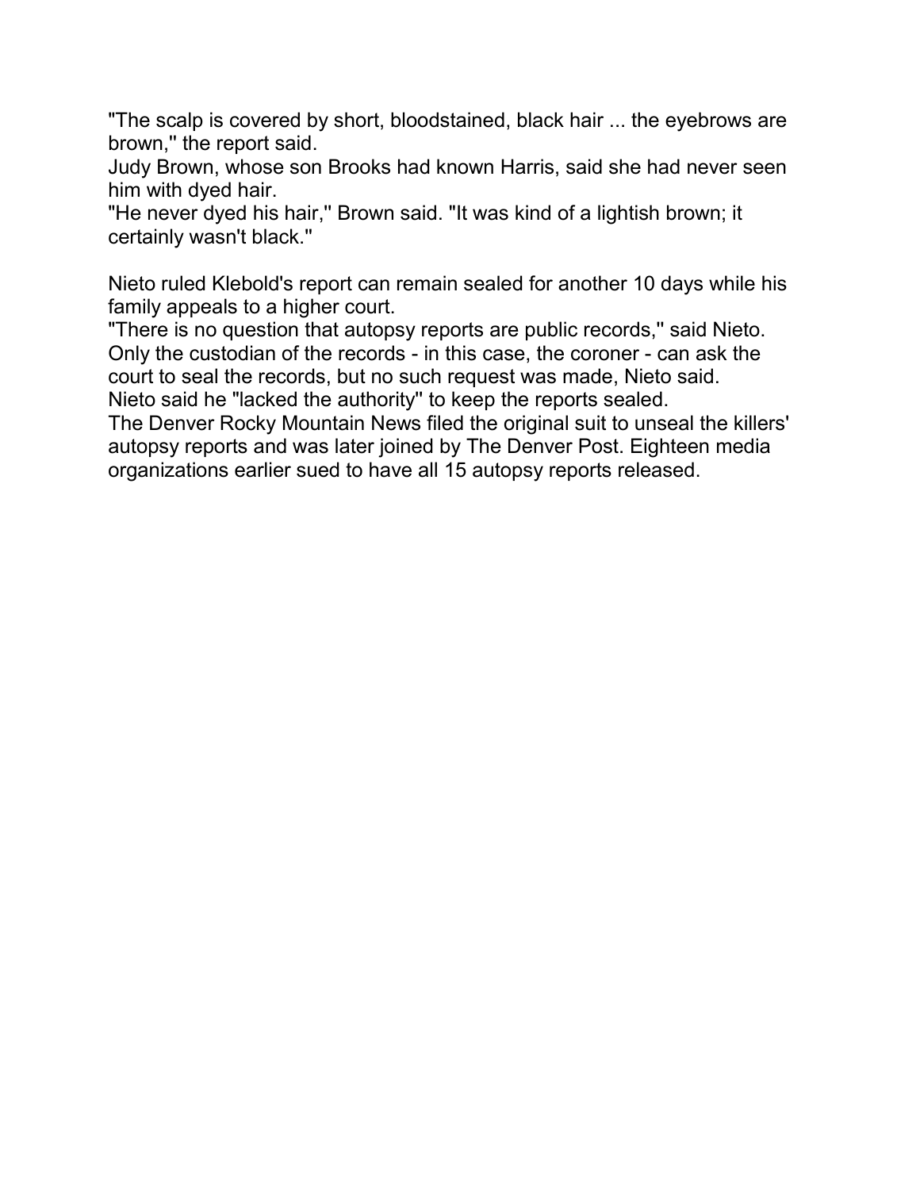"The scalp is covered by short, bloodstained, black hair ... the eyebrows are brown,'' the report said.

Judy Brown, whose son Brooks had known Harris, said she had never seen him with dyed hair.

"He never dyed his hair,'' Brown said. "It was kind of a lightish brown; it certainly wasn't black.''

Nieto ruled Klebold's report can remain sealed for another 10 days while his family appeals to a higher court.

"There is no question that autopsy reports are public records,'' said Nieto. Only the custodian of the records - in this case, the coroner - can ask the court to seal the records, but no such request was made, Nieto said.

Nieto said he "lacked the authority'' to keep the reports sealed.

The Denver Rocky Mountain News filed the original suit to unseal the killers' autopsy reports and was later joined by The Denver Post. Eighteen media organizations earlier sued to have all 15 autopsy reports released.